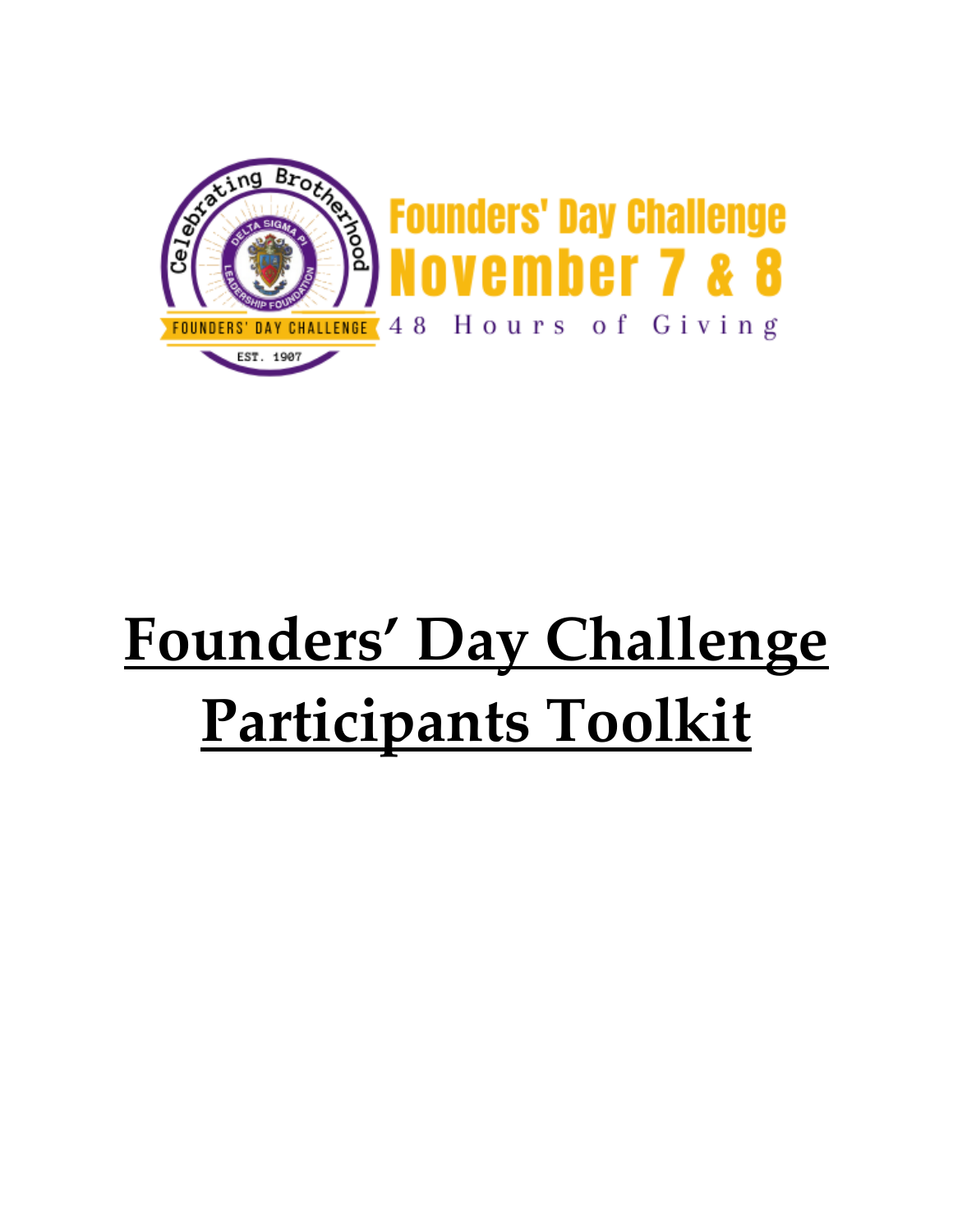Founders' Day Challenge
November 7 & 8
48 Hours of Giving

# Founders' Day Challenge Participants Toolkit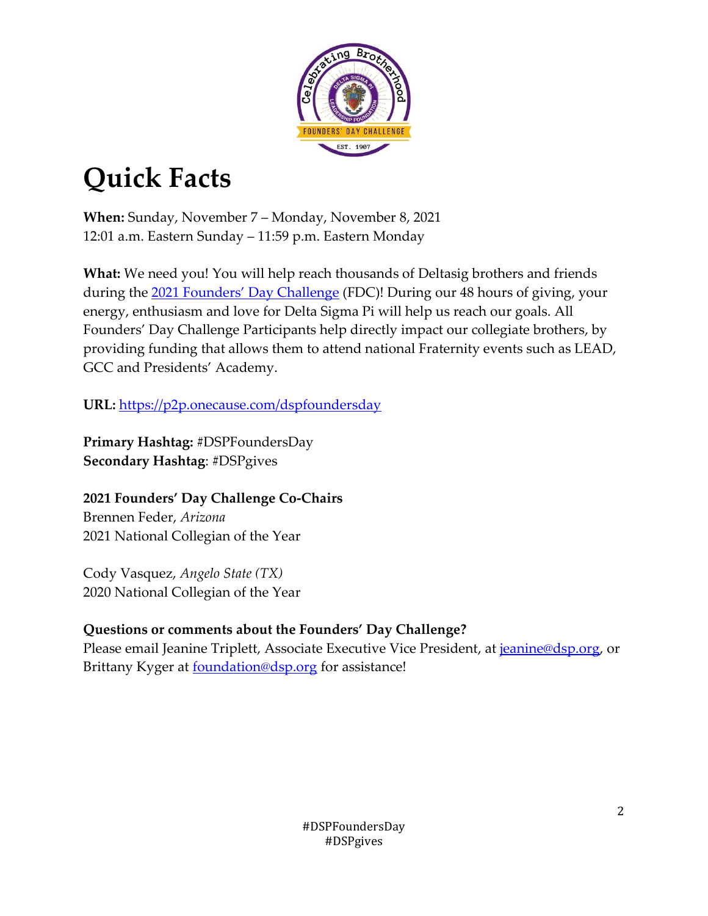# Quick Facts

**When:** Sunday, November 7 – Monday, November 8, 2021
12:01 a.m. Eastern Sunday – 11:59 p.m. Eastern Monday

**What:** We need you! You will help reach thousands of Deltasig brothers and friends during the 2021 Founders' Day Challenge (FDC)! During our 48 hours of giving, your energy, enthusiasm and love for Delta Sigma Pi will help us reach our goals. All Founders' Day Challenge Participants help directly impact our collegiate brothers, by providing funding that allows them to attend national Fraternity events such as LEAD, GCC and Presidents' Academy.

**URL:** https://p2p.onecause.com/dspfoundersday

**Primary Hashtag:** #DSPFoundersDay
**Secondary Hashtag**: #DSPgives

**2021 Founders' Day Challenge Co-Chairs**
Brennen Feder, *Arizona*
2021 National Collegian of the Year

Cody Vasquez, *Angelo State (TX)*
2020 National Collegian of the Year

**Questions or comments about the Founders' Day Challenge?**
Please email Jeanine Triplett, Associate Executive Vice President, at jeanine@dsp.org, or Brittany Kyger at foundation@dsp.org for assistance!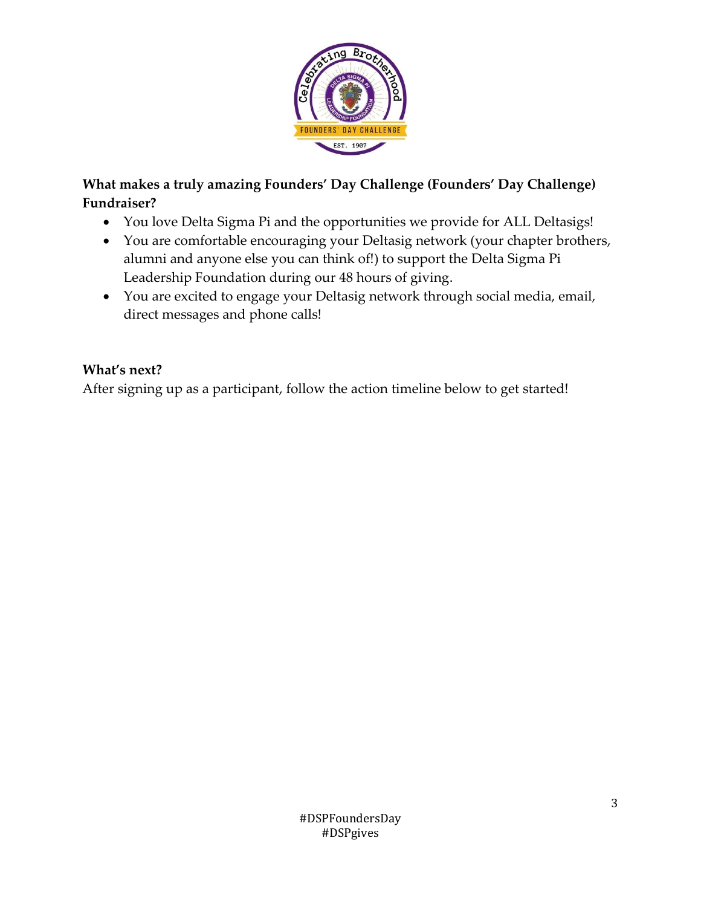**What makes a truly amazing Founders' Day Challenge (Founders' Day Challenge) Fundraiser?**

- You love Delta Sigma Pi and the opportunities we provide for ALL Deltasigs!
- You are comfortable encouraging your Deltasig network (your chapter brothers, alumni and anyone else you can think of!) to support the Delta Sigma Pi Leadership Foundation during our 48 hours of giving.
- You are excited to engage your Deltasig network through social media, email, direct messages and phone calls!

**What's next?**

After signing up as a participant, follow the action timeline below to get started!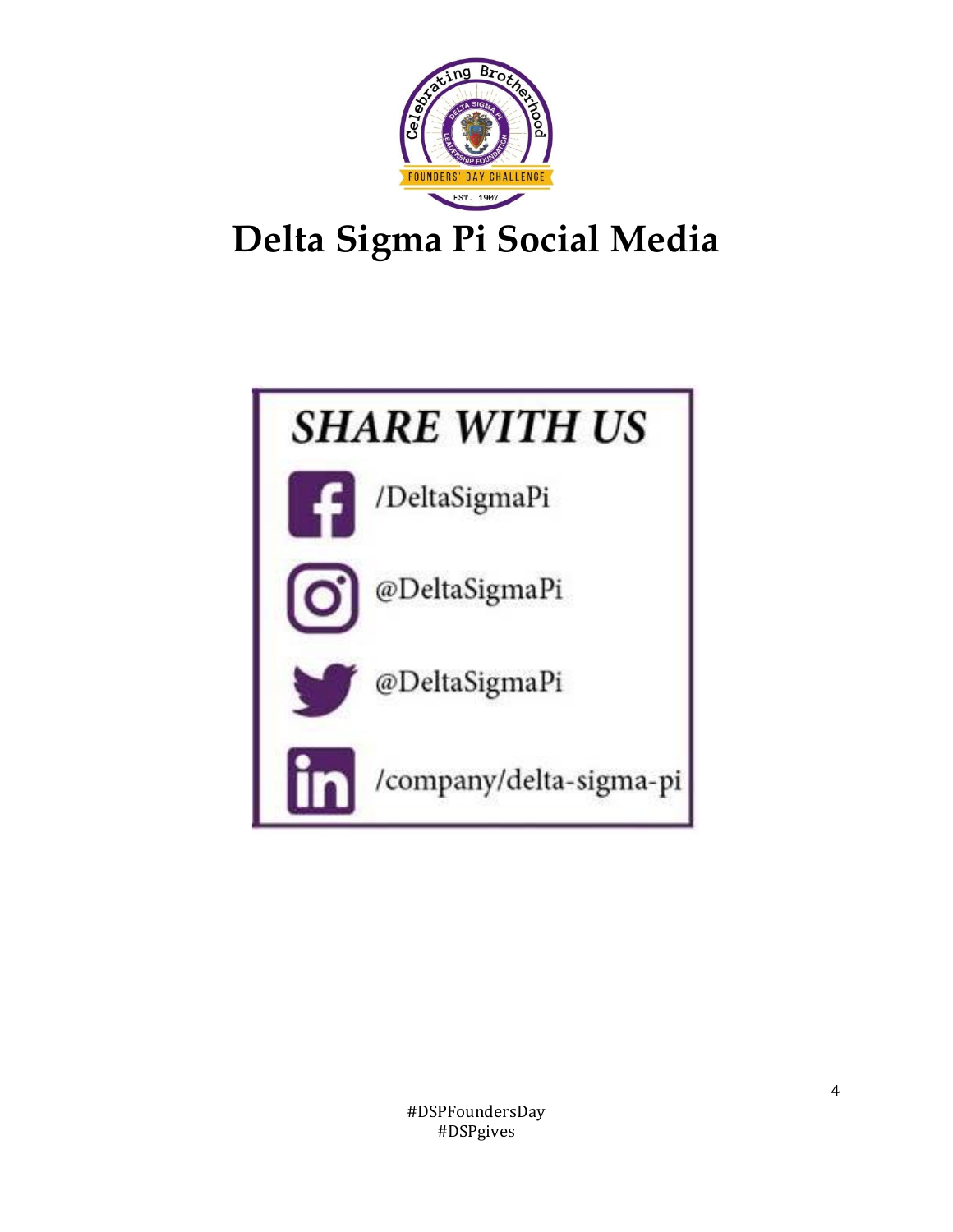# Delta Sigma Pi Social Media

## SHARE WITH US

/DeltaSigmaPi

@DeltaSigmaPi

@DeltaSigmaPi

/company/delta-sigma-pi

#DSPFoundersDay
#DSPgives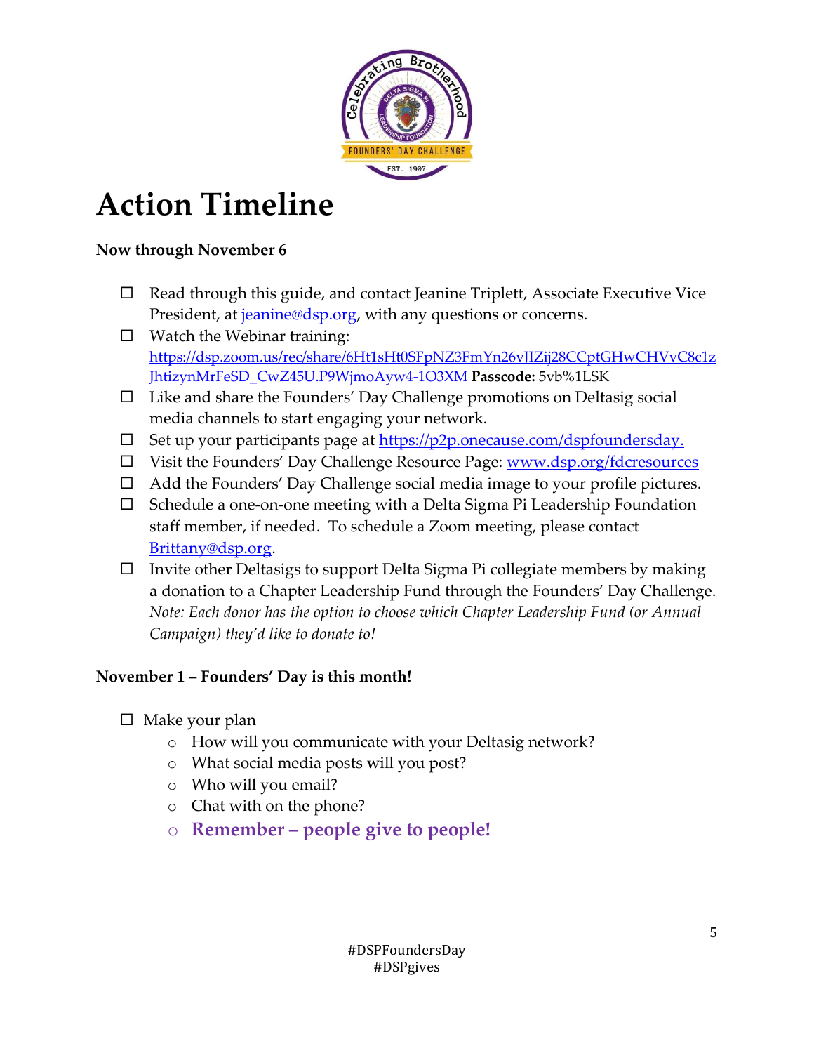# Action Timeline

**Now through November 6**

- ☐ Read through this guide, and contact Jeanine Triplett, Associate Executive Vice President, at jeanine@dsp.org, with any questions or concerns.
- ☐ Watch the Webinar training: https://dsp.zoom.us/rec/share/6Ht1sHt0SFpNZ3FmYn26vJIZij28CCptGHwCHVvC8c1zJhtizynMrFeSD_CwZ45U.P9WjmoAyw4-1O3XM **Passcode:** 5vb%1LSK
- ☐ Like and share the Founders' Day Challenge promotions on Deltasig social media channels to start engaging your network.
- ☐ Set up your participants page at https://p2p.onecause.com/dspfoundersday.
- ☐ Visit the Founders' Day Challenge Resource Page: www.dsp.org/fdcresources
- ☐ Add the Founders' Day Challenge social media image to your profile pictures.
- ☐ Schedule a one-on-one meeting with a Delta Sigma Pi Leadership Foundation staff member, if needed. To schedule a Zoom meeting, please contact Brittany@dsp.org.
- ☐ Invite other Deltasigs to support Delta Sigma Pi collegiate members by making a donation to a Chapter Leadership Fund through the Founders' Day Challenge. *Note: Each donor has the option to choose which Chapter Leadership Fund (or Annual Campaign) they'd like to donate to!*

**November 1 – Founders' Day is this month!**

- ☐ Make your plan
  - How will you communicate with your Deltasig network?
  - What social media posts will you post?
  - Who will you email?
  - Chat with on the phone?
  - **Remember – people give to people!**

#DSPFoundersDay
#DSPgives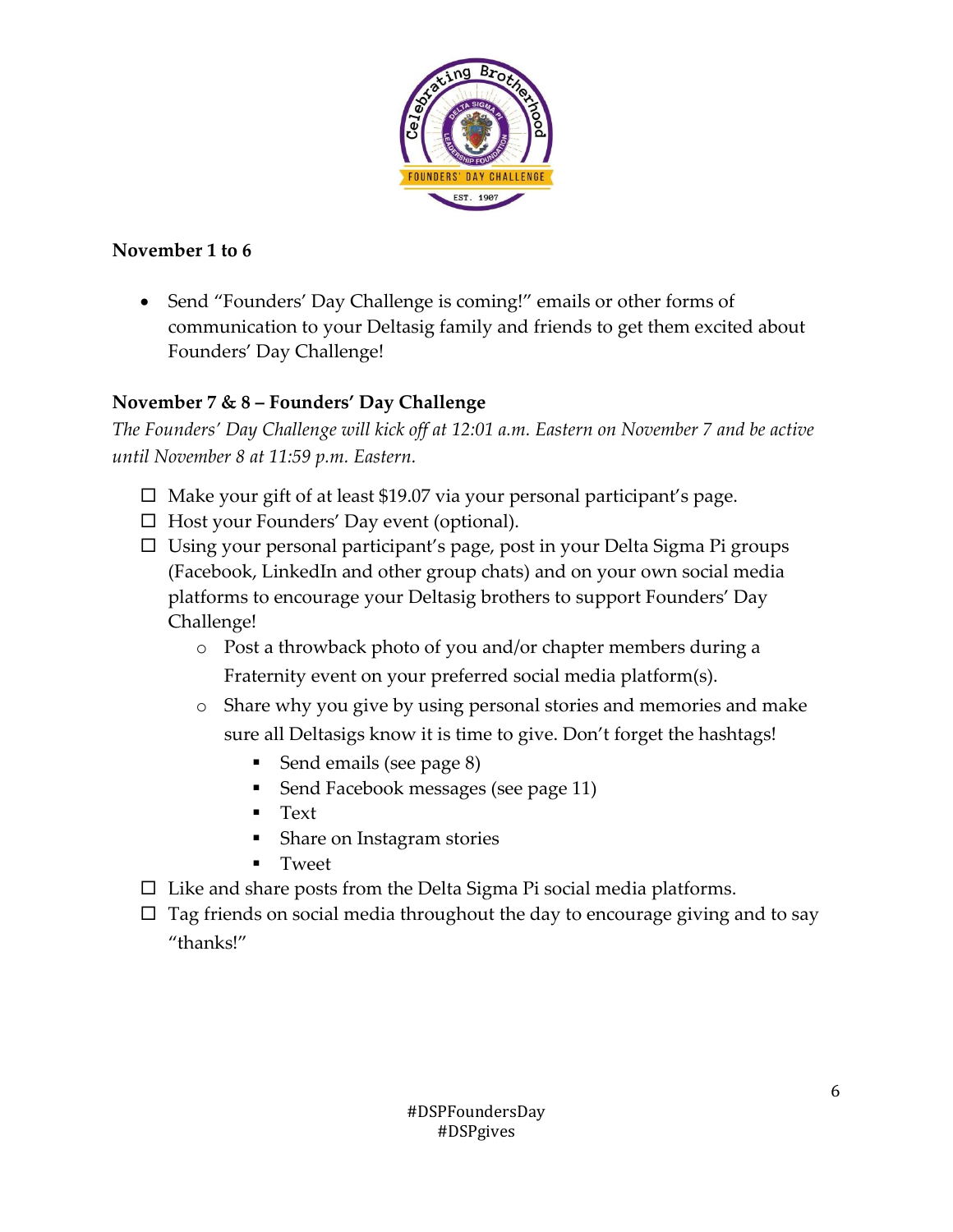**November 1 to 6**

- Send "Founders' Day Challenge is coming!" emails or other forms of communication to your Deltasig family and friends to get them excited about Founders' Day Challenge!

**November 7 & 8 – Founders' Day Challenge**

*The Founders' Day Challenge will kick off at 12:01 a.m. Eastern on November 7 and be active until November 8 at 11:59 p.m. Eastern.*

- ☐ Make your gift of at least $19.07 via your personal participant's page.
- ☐ Host your Founders' Day event (optional).
- ☐ Using your personal participant's page, post in your Delta Sigma Pi groups (Facebook, LinkedIn and other group chats) and on your own social media platforms to encourage your Deltasig brothers to support Founders' Day Challenge!
    - Post a throwback photo of you and/or chapter members during a Fraternity event on your preferred social media platform(s).
    - Share why you give by using personal stories and memories and make sure all Deltasigs know it is time to give. Don't forget the hashtags!
        - Send emails (see page 8)
        - Send Facebook messages (see page 11)
        - Text
        - Share on Instagram stories
        - Tweet
- ☐ Like and share posts from the Delta Sigma Pi social media platforms.
- ☐ Tag friends on social media throughout the day to encourage giving and to say "thanks!"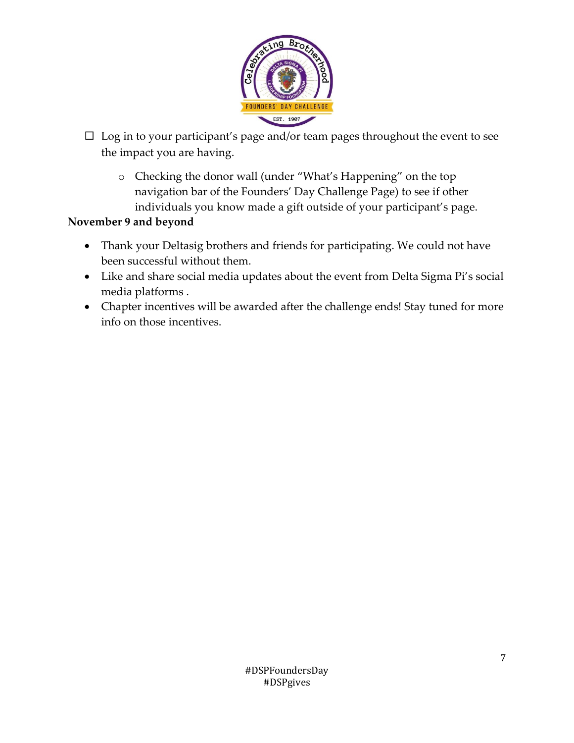- ☐ Log in to your participant's page and/or team pages throughout the event to see the impact you are having.
  - Checking the donor wall (under "What's Happening" on the top navigation bar of the Founders' Day Challenge Page) to see if other individuals you know made a gift outside of your participant's page.

**November 9 and beyond**

- Thank your Deltasig brothers and friends for participating. We could not have been successful without them.
- Like and share social media updates about the event from Delta Sigma Pi's social media platforms .
- Chapter incentives will be awarded after the challenge ends! Stay tuned for more info on those incentives.

#DSPFoundersDay
#DSPgives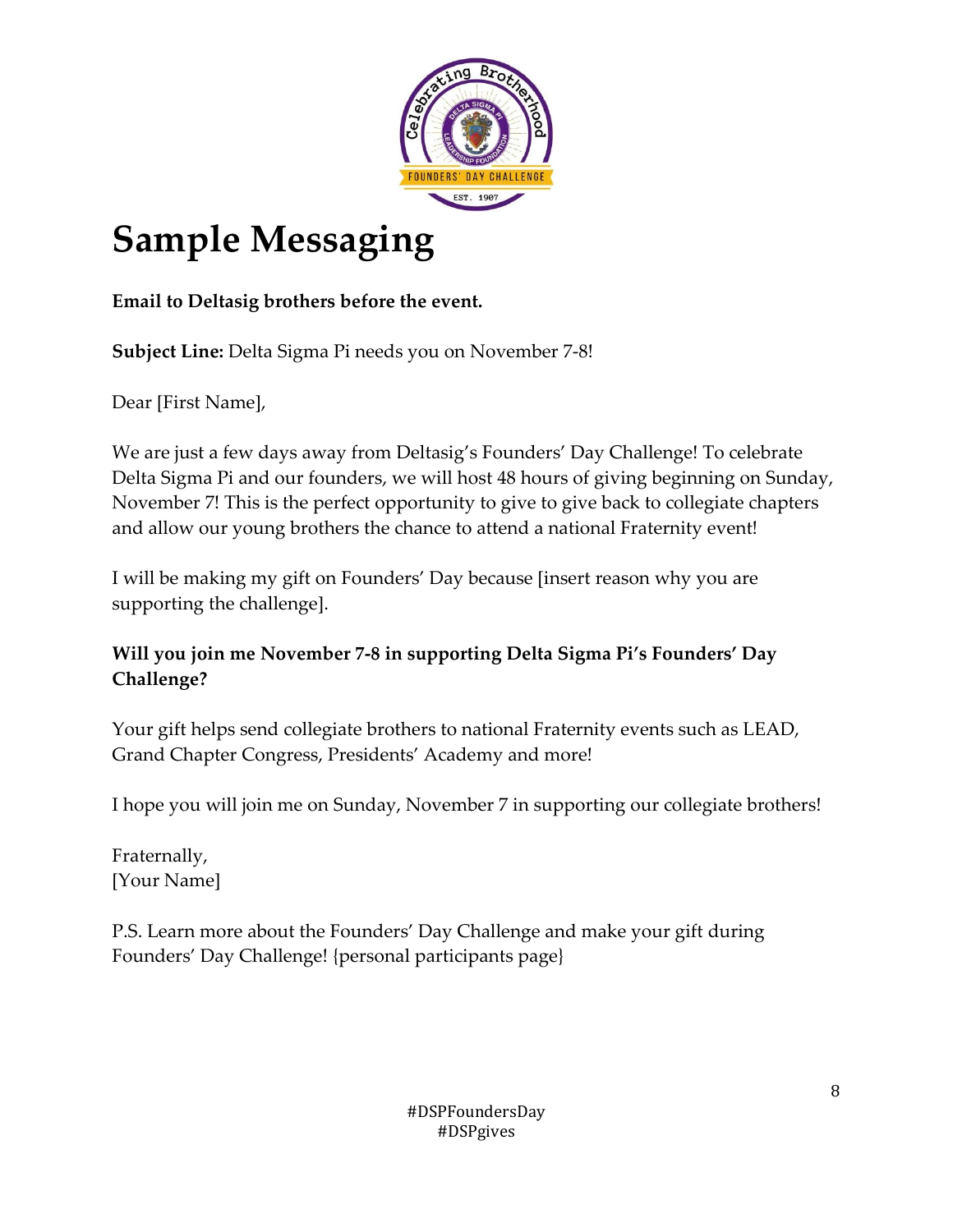# Sample Messaging

**Email to Deltasig brothers before the event.**

**Subject Line:** Delta Sigma Pi needs you on November 7-8!

Dear [First Name],

We are just a few days away from Deltasig's Founders' Day Challenge! To celebrate Delta Sigma Pi and our founders, we will host 48 hours of giving beginning on Sunday, November 7! This is the perfect opportunity to give to give back to collegiate chapters and allow our young brothers the chance to attend a national Fraternity event!

I will be making my gift on Founders' Day because [insert reason why you are supporting the challenge].

**Will you join me November 7-8 in supporting Delta Sigma Pi's Founders' Day Challenge?**

Your gift helps send collegiate brothers to national Fraternity events such as LEAD, Grand Chapter Congress, Presidents' Academy and more!

I hope you will join me on Sunday, November 7 in supporting our collegiate brothers!

Fraternally,
[Your Name]

P.S. Learn more about the Founders' Day Challenge and make your gift during Founders' Day Challenge! {personal participants page}

#DSPFoundersDay
#DSPgives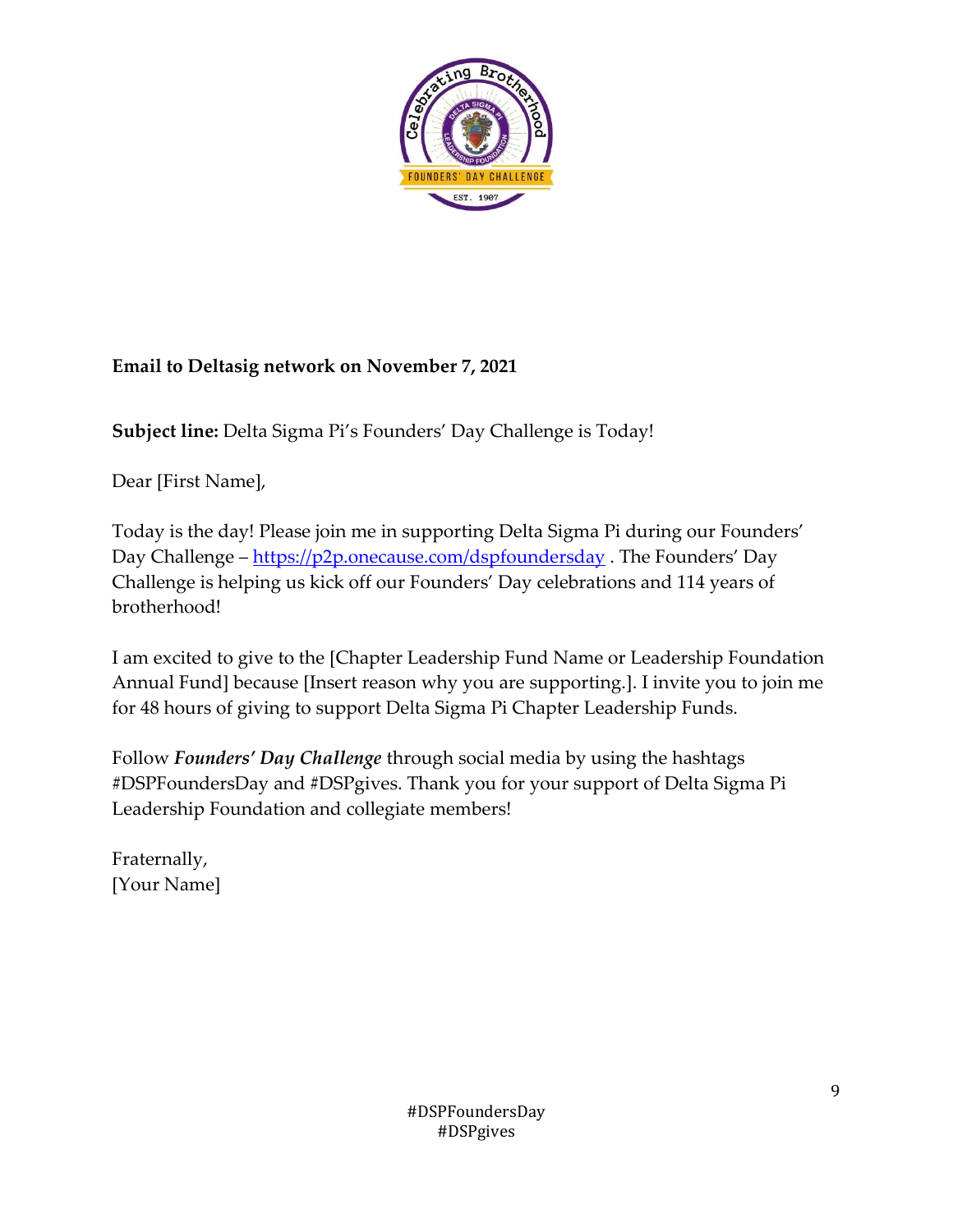**Email to Deltasig network on November 7, 2021**

**Subject line:** Delta Sigma Pi's Founders' Day Challenge is Today!

Dear [First Name],

Today is the day! Please join me in supporting Delta Sigma Pi during our Founders' Day Challenge – https://p2p.onecause.com/dspfoundersday . The Founders' Day Challenge is helping us kick off our Founders' Day celebrations and 114 years of brotherhood!

I am excited to give to the [Chapter Leadership Fund Name or Leadership Foundation Annual Fund] because [Insert reason why you are supporting.]. I invite you to join me for 48 hours of giving to support Delta Sigma Pi Chapter Leadership Funds.

Follow ***Founders' Day Challenge*** through social media by using the hashtags #DSPFoundersDay and #DSPgives. Thank you for your support of Delta Sigma Pi Leadership Foundation and collegiate members!

Fraternally,
[Your Name]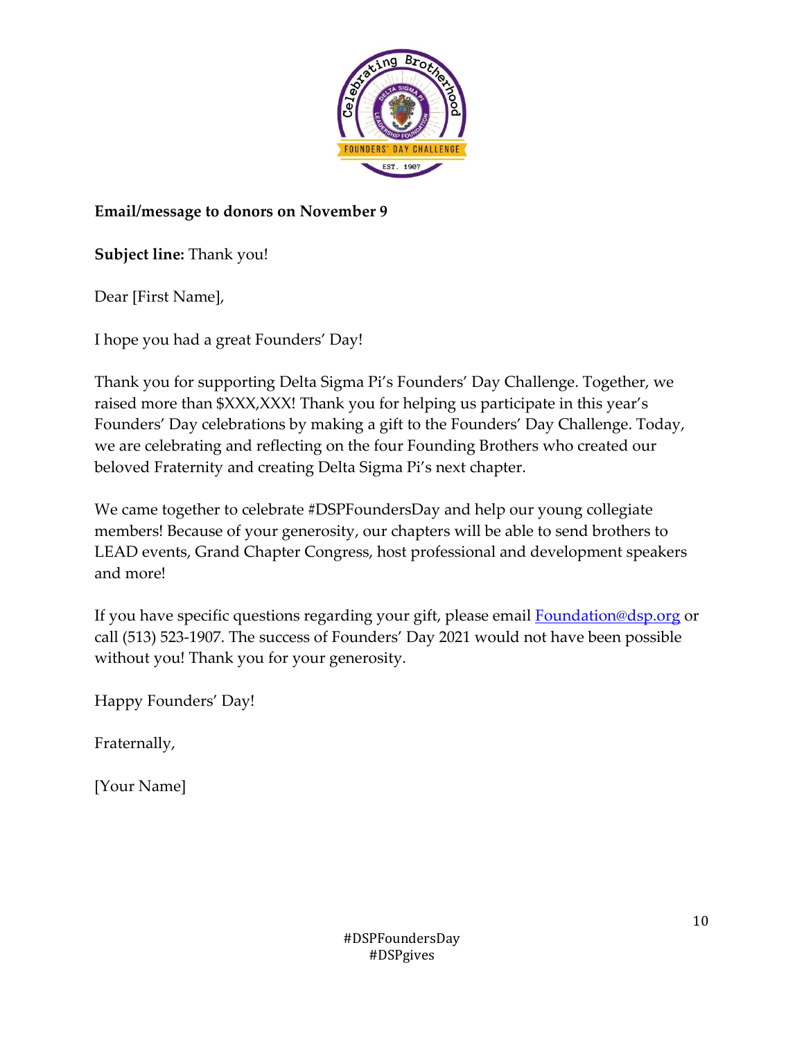**Email/message to donors on November 9**

**Subject line:** Thank you!

Dear [First Name],

I hope you had a great Founders' Day!

Thank you for supporting Delta Sigma Pi's Founders' Day Challenge. Together, we raised more than $XXX,XXX! Thank you for helping us participate in this year's Founders' Day celebrations by making a gift to the Founders' Day Challenge. Today, we are celebrating and reflecting on the four Founding Brothers who created our beloved Fraternity and creating Delta Sigma Pi's next chapter.

We came together to celebrate #DSPFoundersDay and help our young collegiate members! Because of your generosity, our chapters will be able to send brothers to LEAD events, Grand Chapter Congress, host professional and development speakers and more!

If you have specific questions regarding your gift, please email Foundation@dsp.org or call (513) 523-1907. The success of Founders' Day 2021 would not have been possible without you! Thank you for your generosity.

Happy Founders' Day!

Fraternally,

[Your Name]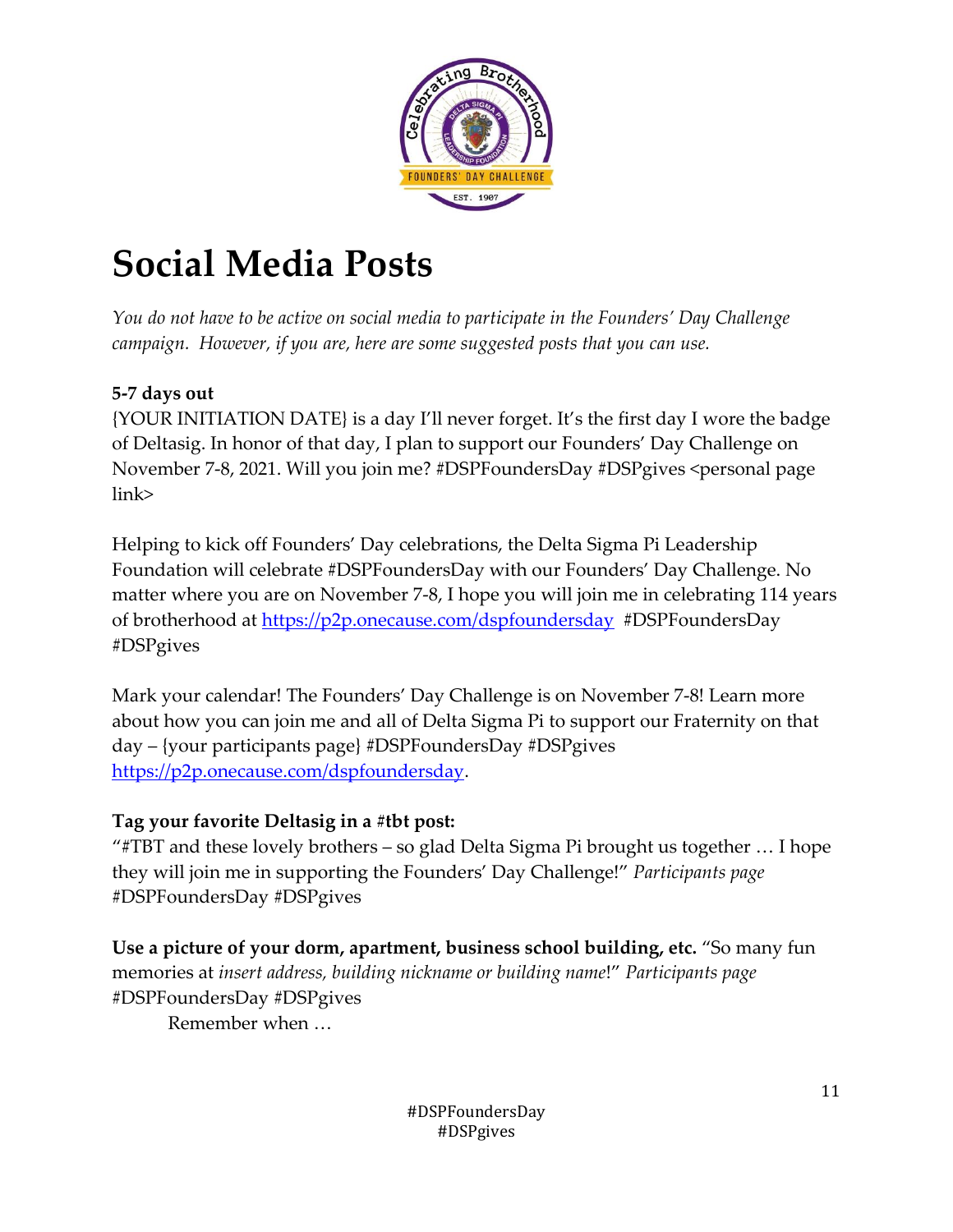# Social Media Posts

*You do not have to be active on social media to participate in the Founders' Day Challenge campaign. However, if you are, here are some suggested posts that you can use.*

**5-7 days out**

{YOUR INITIATION DATE} is a day I'll never forget. It's the first day I wore the badge of Deltasig. In honor of that day, I plan to support our Founders' Day Challenge on November 7-8, 2021. Will you join me? #DSPFoundersDay #DSPgives <personal page link>

Helping to kick off Founders' Day celebrations, the Delta Sigma Pi Leadership Foundation will celebrate #DSPFoundersDay with our Founders' Day Challenge. No matter where you are on November 7-8, I hope you will join me in celebrating 114 years of brotherhood at https://p2p.onecause.com/dspfoundersday #DSPFoundersDay #DSPgives

Mark your calendar! The Founders' Day Challenge is on November 7-8! Learn more about how you can join me and all of Delta Sigma Pi to support our Fraternity on that day – {your participants page} #DSPFoundersDay #DSPgives https://p2p.onecause.com/dspfoundersday.

**Tag your favorite Deltasig in a #tbt post:**

"#TBT and these lovely brothers – so glad Delta Sigma Pi brought us together … I hope they will join me in supporting the Founders' Day Challenge!" *Participants page* #DSPFoundersDay #DSPgives

**Use a picture of your dorm, apartment, business school building, etc.** "So many fun memories at *insert address, building nickname or building name*!" *Participants page* #DSPFoundersDay #DSPgives

Remember when …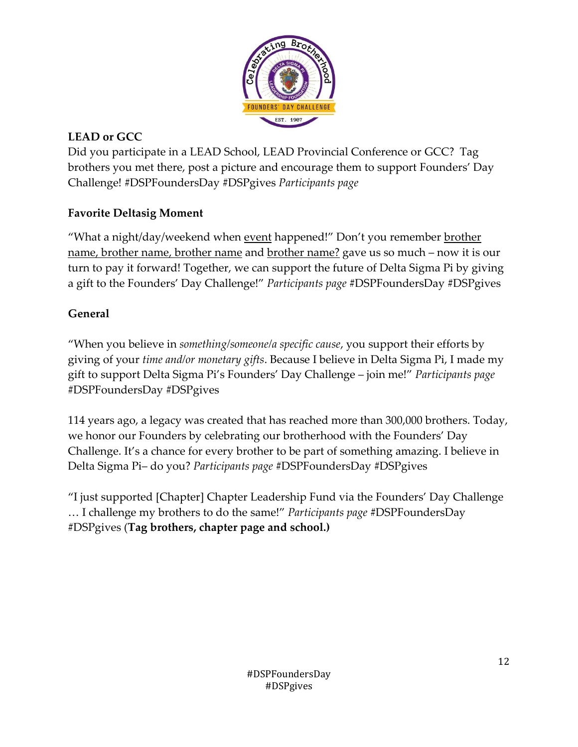**LEAD or GCC**

Did you participate in a LEAD School, LEAD Provincial Conference or GCC? Tag brothers you met there, post a picture and encourage them to support Founders' Day Challenge! #DSPFoundersDay #DSPgives *Participants page*

**Favorite Deltasig Moment**

"What a night/day/weekend when <u>event</u> happened!" Don't you remember <u>brother name, brother name, brother name</u> and <u>brother name?</u> gave us so much – now it is our turn to pay it forward! Together, we can support the future of Delta Sigma Pi by giving a gift to the Founders' Day Challenge!" *Participants page* #DSPFoundersDay #DSPgives

**General**

"When you believe in *something/someone/a specific cause*, you support their efforts by giving of your *time and/or monetary gifts*. Because I believe in Delta Sigma Pi, I made my gift to support Delta Sigma Pi's Founders' Day Challenge – join me!" *Participants page* #DSPFoundersDay #DSPgives

114 years ago, a legacy was created that has reached more than 300,000 brothers. Today, we honor our Founders by celebrating our brotherhood with the Founders' Day Challenge. It's a chance for every brother to be part of something amazing. I believe in Delta Sigma Pi– do you? *Participants page* #DSPFoundersDay #DSPgives

"I just supported [Chapter] Chapter Leadership Fund via the Founders' Day Challenge … I challenge my brothers to do the same!" *Participants page* #DSPFoundersDay #DSPgives (**Tag brothers, chapter page and school.)**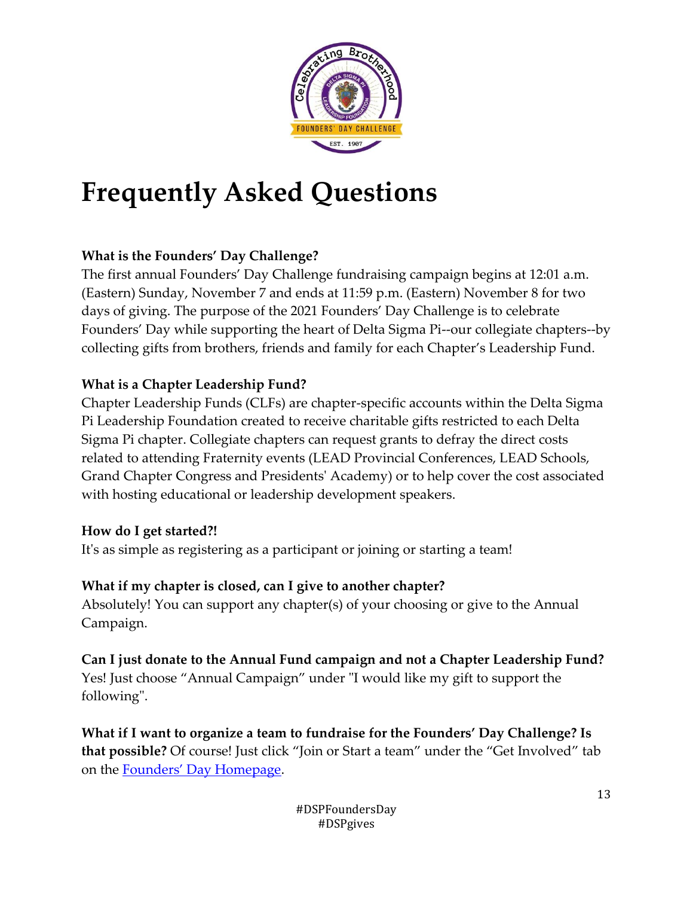# Frequently Asked Questions

**What is the Founders' Day Challenge?**
The first annual Founders' Day Challenge fundraising campaign begins at 12:01 a.m. (Eastern) Sunday, November 7 and ends at 11:59 p.m. (Eastern) November 8 for two days of giving. The purpose of the 2021 Founders' Day Challenge is to celebrate Founders' Day while supporting the heart of Delta Sigma Pi--our collegiate chapters--by collecting gifts from brothers, friends and family for each Chapter's Leadership Fund.

**What is a Chapter Leadership Fund?**
Chapter Leadership Funds (CLFs) are chapter-specific accounts within the Delta Sigma Pi Leadership Foundation created to receive charitable gifts restricted to each Delta Sigma Pi chapter. Collegiate chapters can request grants to defray the direct costs related to attending Fraternity events (LEAD Provincial Conferences, LEAD Schools, Grand Chapter Congress and Presidents' Academy) or to help cover the cost associated with hosting educational or leadership development speakers.

**How do I get started?!**
It's as simple as registering as a participant or joining or starting a team!

**What if my chapter is closed, can I give to another chapter?**
Absolutely! You can support any chapter(s) of your choosing or give to the Annual Campaign.

**Can I just donate to the Annual Fund campaign and not a Chapter Leadership Fund?**
Yes! Just choose "Annual Campaign" under "I would like my gift to support the following".

**What if I want to organize a team to fundraise for the Founders' Day Challenge? Is that possible?** Of course! Just click "Join or Start a team" under the "Get Involved" tab on the Founders' Day Homepage.

#DSPFoundersDay
#DSPgives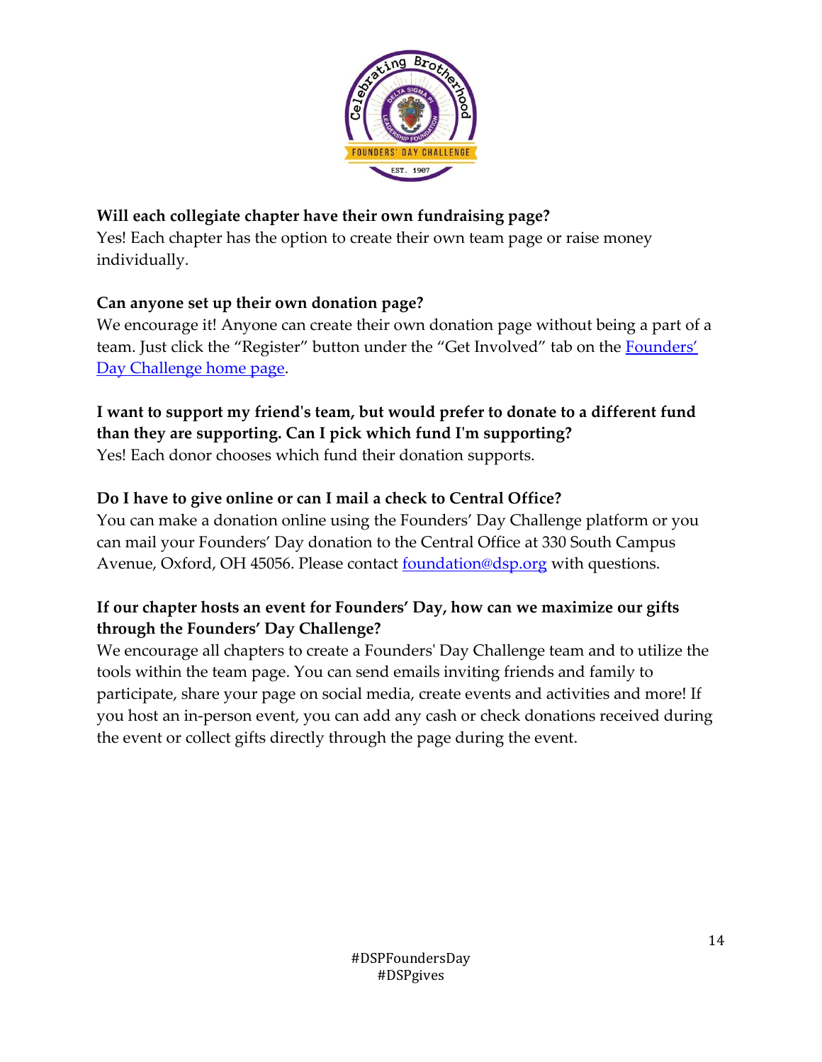**Will each collegiate chapter have their own fundraising page?**
Yes! Each chapter has the option to create their own team page or raise money individually.

**Can anyone set up their own donation page?**
We encourage it! Anyone can create their own donation page without being a part of a team. Just click the "Register" button under the "Get Involved" tab on the Founders' Day Challenge home page.

**I want to support my friend's team, but would prefer to donate to a different fund than they are supporting. Can I pick which fund I'm supporting?**
Yes! Each donor chooses which fund their donation supports.

**Do I have to give online or can I mail a check to Central Office?**
You can make a donation online using the Founders' Day Challenge platform or you can mail your Founders' Day donation to the Central Office at 330 South Campus Avenue, Oxford, OH 45056. Please contact foundation@dsp.org with questions.

**If our chapter hosts an event for Founders' Day, how can we maximize our gifts through the Founders' Day Challenge?**
We encourage all chapters to create a Founders' Day Challenge team and to utilize the tools within the team page. You can send emails inviting friends and family to participate, share your page on social media, create events and activities and more! If you host an in-person event, you can add any cash or check donations received during the event or collect gifts directly through the page during the event.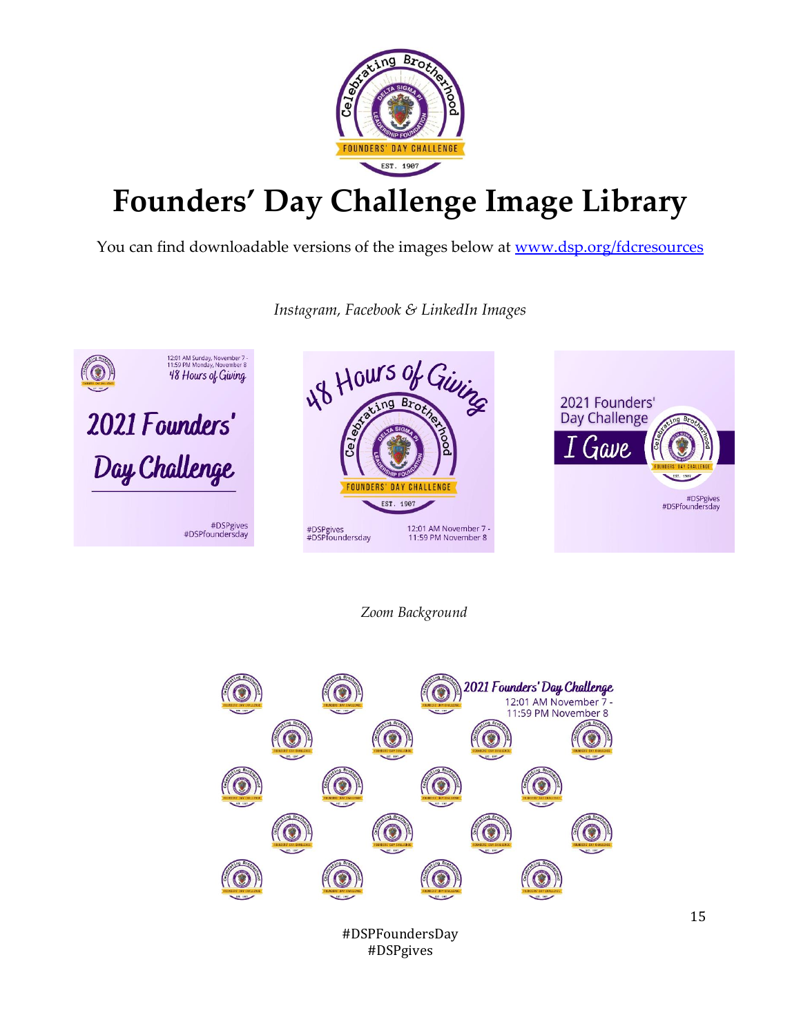# Founders' Day Challenge Image Library

You can find downloadable versions of the images below at [www.dsp.org/fdcresources](http://www.dsp.org/fdcresources)

*Instagram, Facebook & LinkedIn Images*

*Zoom Background*

#DSPFoundersDay
#DSPgives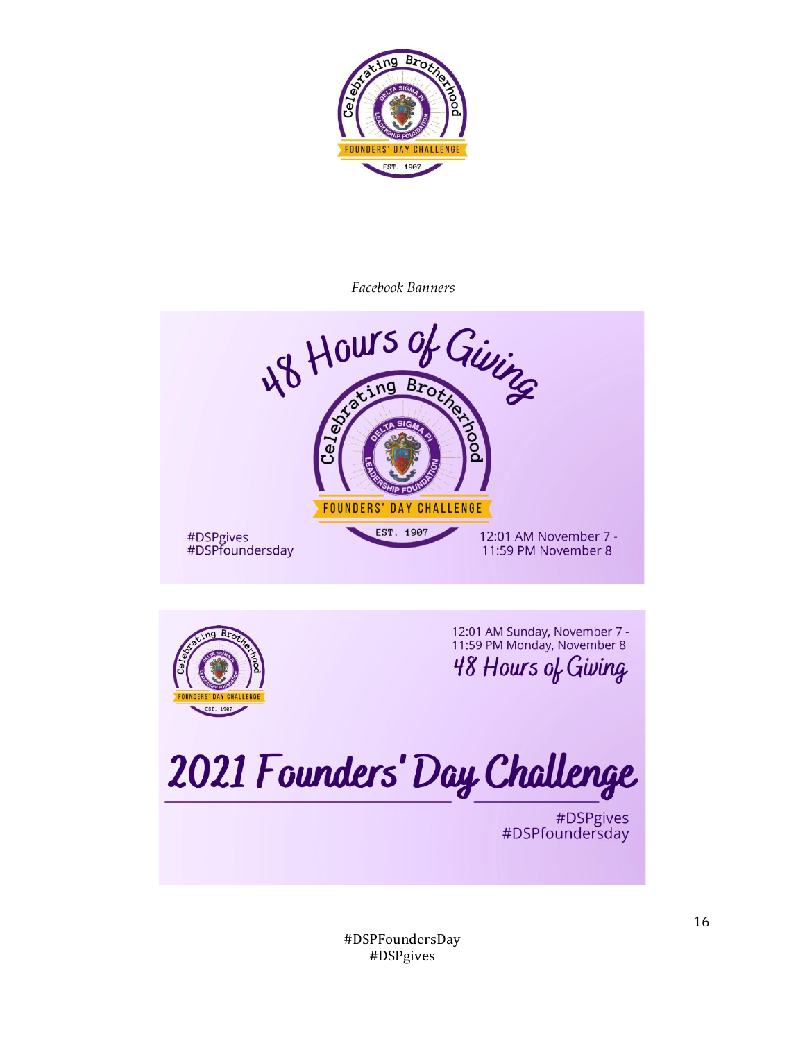*Facebook Banners*

48 Hours of Giving

Celebrating Brotherhood

DELTA SIGMA PI

LEADERSHIP FOUNDATION

FOUNDERS' DAY CHALLENGE

EST. 1907

#DSPgives
#DSPfoundersday

12:01 AM November 7 -
11:59 PM November 8

Celebrating Brotherhood

FOUNDERS' DAY CHALLENGE

EST. 1907

12:01 AM Sunday, November 7 -
11:59 PM Monday, November 8

48 Hours of Giving

2021 Founders' Day Challenge

#DSPgives
#DSPfoundersday

#DSPFoundersDay
#DSPgives